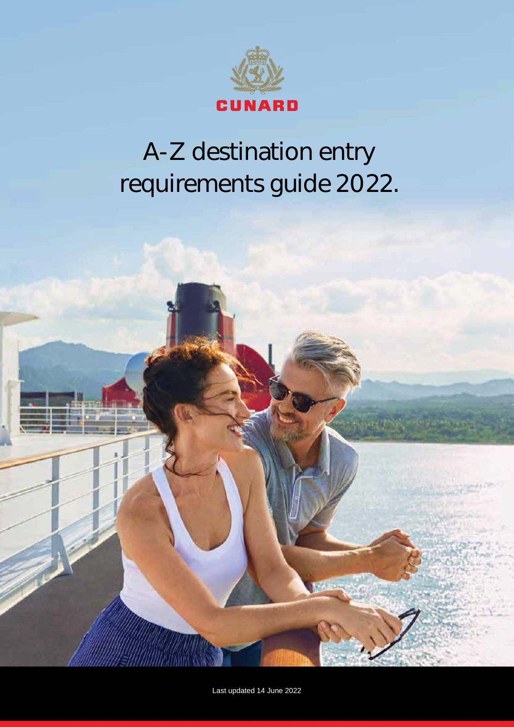CUNARD

# A-Z destination entry requirements guide 2022.

Last updated 14 June 2022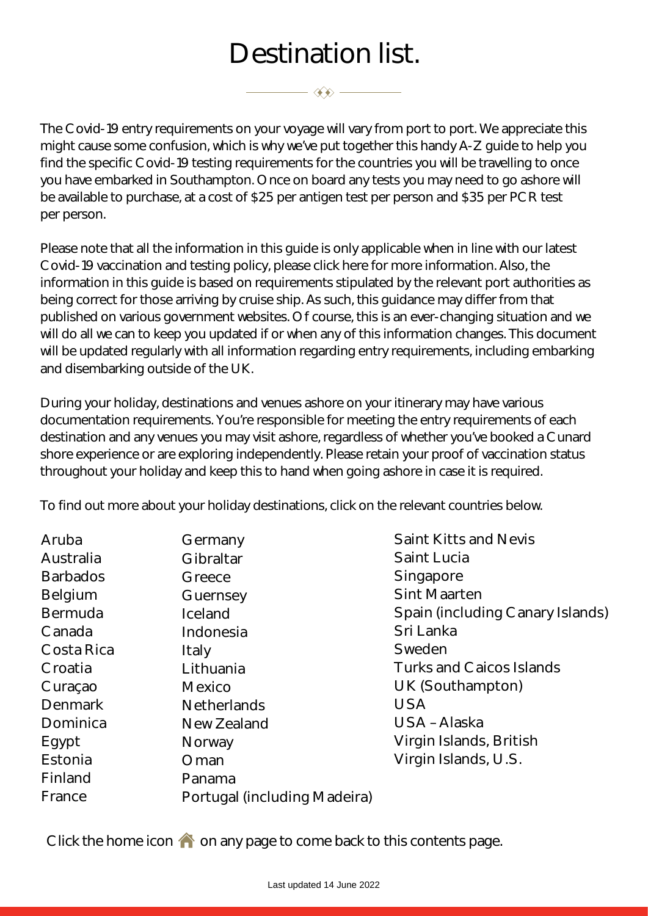# Destination list.

The Covid-19 entry requirements on your voyage will vary from port to port. We appreciate this might cause some confusion, which is why we've put together this handy A-Z guide to help you find the specific Covid-19 testing requirements for the countries you will be travelling to once you have embarked in Southampton. Once on board any tests you may need to go ashore will be available to purchase, at a cost of $25 per antigen test per person and $35 per PCR test per person.

Please note that all the information in this guide is only applicable when in line with our latest Covid-19 vaccination and testing policy, please click here for more information. Also, the information in this guide is based on requirements stipulated by the relevant port authorities as being correct for those arriving by cruise ship. As such, this guidance may differ from that published on various government websites. Of course, this is an ever-changing situation and we will do all we can to keep you updated if or when any of this information changes. This document will be updated regularly with all information regarding entry requirements, including embarking and disembarking outside of the UK.

During your holiday, destinations and venues ashore on your itinerary may have various documentation requirements. You're responsible for meeting the entry requirements of each destination and any venues you may visit ashore, regardless of whether you've booked a Cunard shore experience or are exploring independently. Please retain your proof of vaccination status throughout your holiday and keep this to hand when going ashore in case it is required.

To find out more about your holiday destinations, click on the relevant countries below.

- Aruba
- Australia
- Barbados
- Belgium
- Bermuda
- Canada
- Costa Rica
- Croatia
- Curaçao
- Denmark
- Dominica
- Egypt
- Estonia
- Finland
- France
- Germany
- Gibraltar
- Greece
- Guernsey
- Iceland
- Indonesia
- Italy
- Lithuania
- Mexico
- Netherlands
- New Zealand
- Norway
- Oman
- Panama
- Portugal (including Madeira)
- Saint Kitts and Nevis
- Saint Lucia
- Singapore
- Sint Maarten
- Spain (including Canary Islands)
- Sri Lanka
- Sweden
- Turks and Caicos Islands
- UK (Southampton)
- USA
- USA – Alaska
- Virgin Islands, British
- Virgin Islands, U.S.

Click the home icon on any page to come back to this contents page.

Last updated 14 June 2022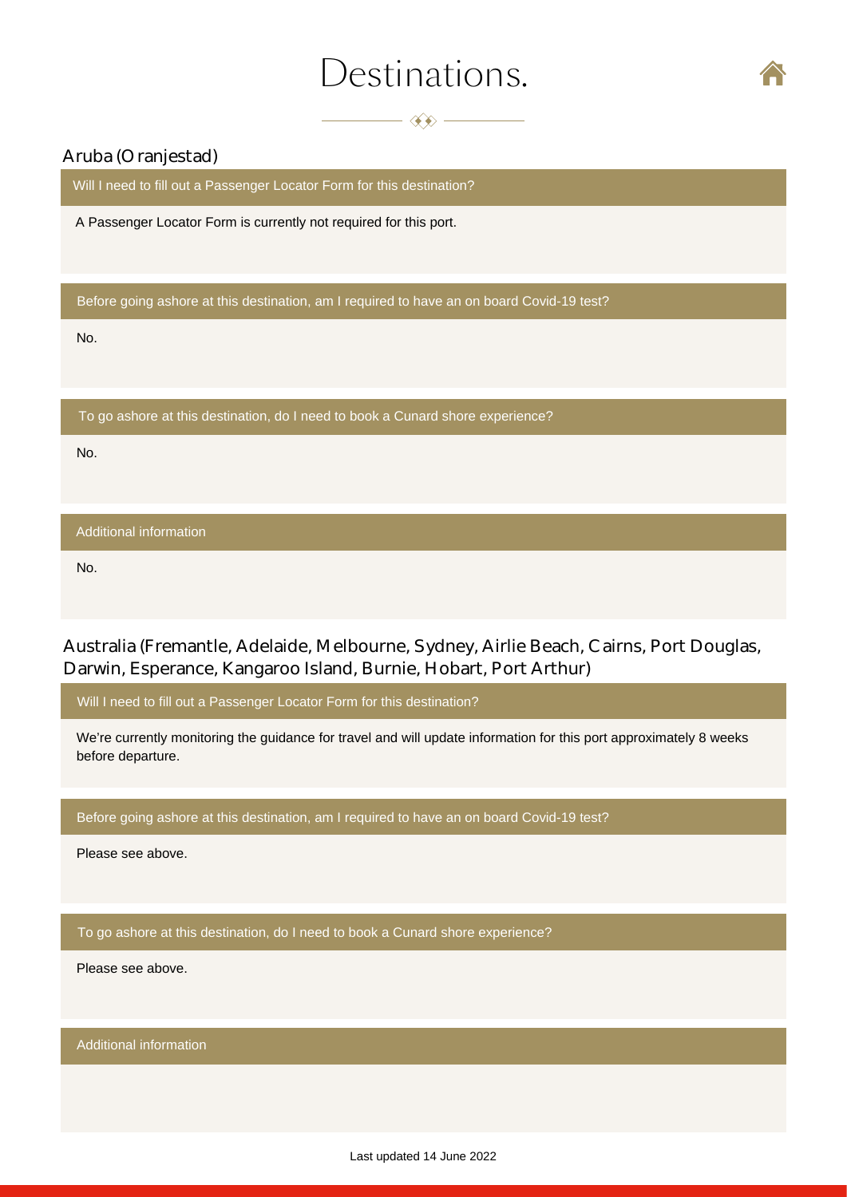# Destinations.

## Aruba (Oranjestad)

**Will I need to fill out a Passenger Locator Form for this destination?**

A Passenger Locator Form is currently not required for this port.

**Before going ashore at this destination, am I required to have an on board Covid-19 test?**

No.

**To go ashore at this destination, do I need to book a Cunard shore experience?**

No.

**Additional information**

No.

## Australia (Fremantle, Adelaide, Melbourne, Sydney, Airlie Beach, Cairns, Port Douglas, Darwin, Esperance, Kangaroo Island, Burnie, Hobart, Port Arthur)

**Will I need to fill out a Passenger Locator Form for this destination?**

We're currently monitoring the guidance for travel and will update information for this port approximately 8 weeks before departure.

**Before going ashore at this destination, am I required to have an on board Covid-19 test?**

Please see above.

**To go ashore at this destination, do I need to book a Cunard shore experience?**

Please see above.

**Additional information**

Last updated 14 June 2022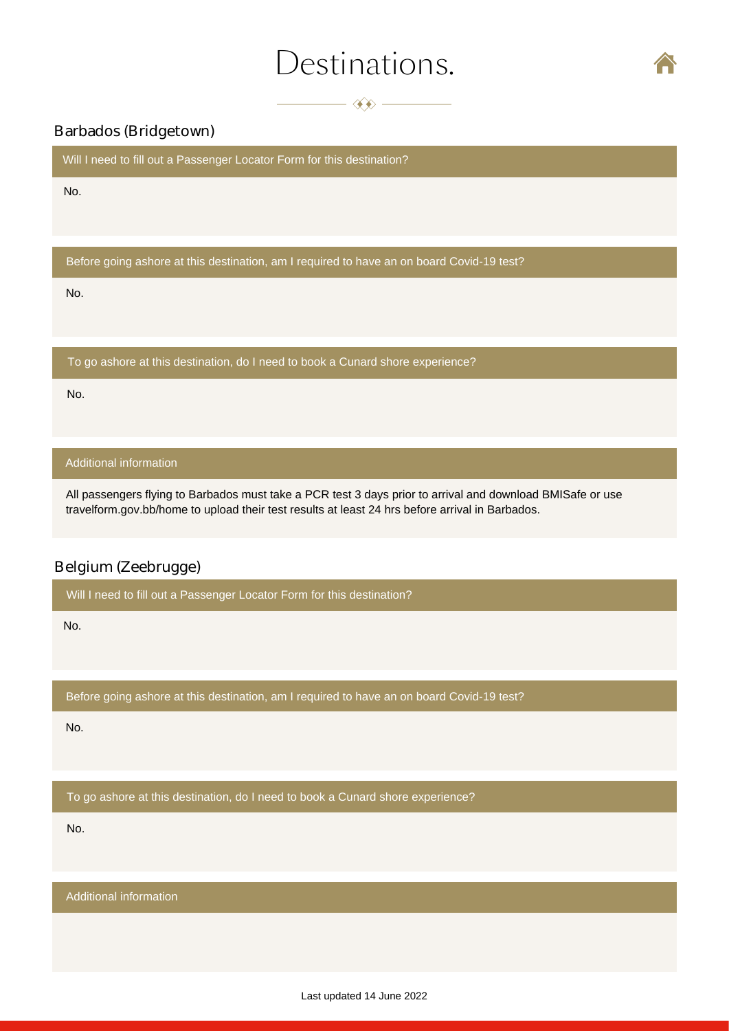# Destinations.

## Barbados (Bridgetown)

**Will I need to fill out a Passenger Locator Form for this destination?**

No.

**Before going ashore at this destination, am I required to have an on board Covid-19 test?**

No.

**To go ashore at this destination, do I need to book a Cunard shore experience?**

No.

**Additional information**

All passengers flying to Barbados must take a PCR test 3 days prior to arrival and download BMISafe or use travelform.gov.bb/home to upload their test results at least 24 hrs before arrival in Barbados.

## Belgium (Zeebrugge)

**Will I need to fill out a Passenger Locator Form for this destination?**

No.

**Before going ashore at this destination, am I required to have an on board Covid-19 test?**

No.

**To go ashore at this destination, do I need to book a Cunard shore experience?**

No.

**Additional information**

Last updated 14 June 2022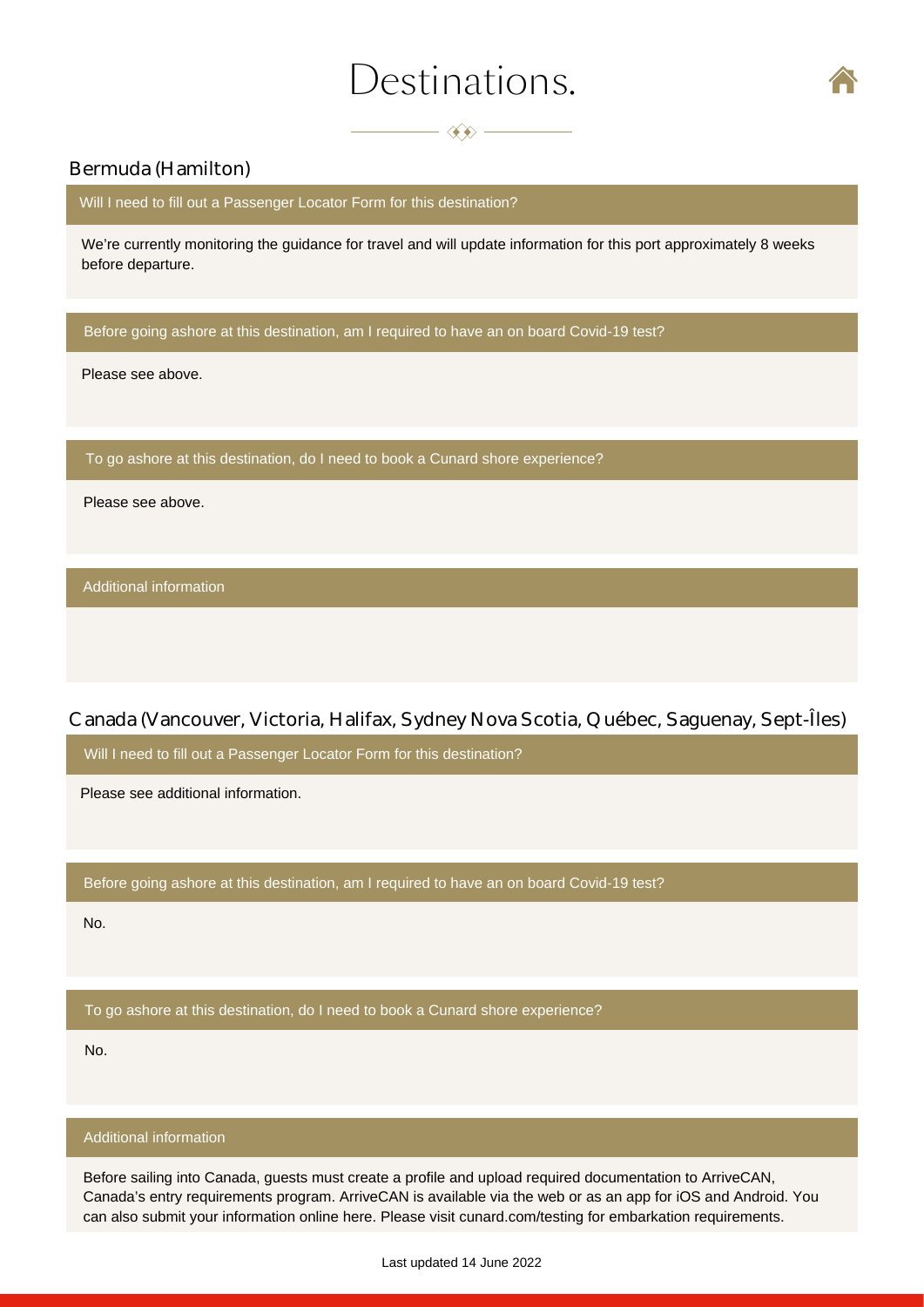# Destinations.

## Bermuda (Hamilton)

### Will I need to fill out a Passenger Locator Form for this destination?

We're currently monitoring the guidance for travel and will update information for this port approximately 8 weeks before departure.

### Before going ashore at this destination, am I required to have an on board Covid-19 test?

Please see above.

### To go ashore at this destination, do I need to book a Cunard shore experience?

Please see above.

### Additional information

## Canada (Vancouver, Victoria, Halifax, Sydney Nova Scotia, Québec, Saguenay, Sept-Îles)

### Will I need to fill out a Passenger Locator Form for this destination?

Please see additional information.

### Before going ashore at this destination, am I required to have an on board Covid-19 test?

No.

### To go ashore at this destination, do I need to book a Cunard shore experience?

No.

### Additional information

Before sailing into Canada, guests must create a profile and upload required documentation to ArriveCAN, Canada's entry requirements program. ArriveCAN is available via the web or as an app for iOS and Android. You can also submit your information online here. Please visit cunard.com/testing for embarkation requirements.

Last updated 14 June 2022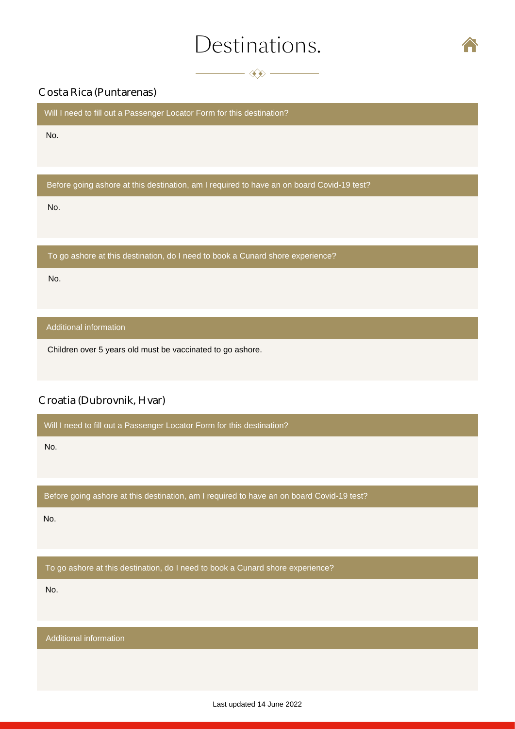# Destinations.

## Costa Rica (Puntarenas)

**Will I need to fill out a Passenger Locator Form for this destination?**

No.

**Before going ashore at this destination, am I required to have an on board Covid-19 test?**

No.

**To go ashore at this destination, do I need to book a Cunard shore experience?**

No.

**Additional information**

Children over 5 years old must be vaccinated to go ashore.

## Croatia (Dubrovnik, Hvar)

**Will I need to fill out a Passenger Locator Form for this destination?**

No.

**Before going ashore at this destination, am I required to have an on board Covid-19 test?**

No.

**To go ashore at this destination, do I need to book a Cunard shore experience?**

No.

**Additional information**

Last updated 14 June 2022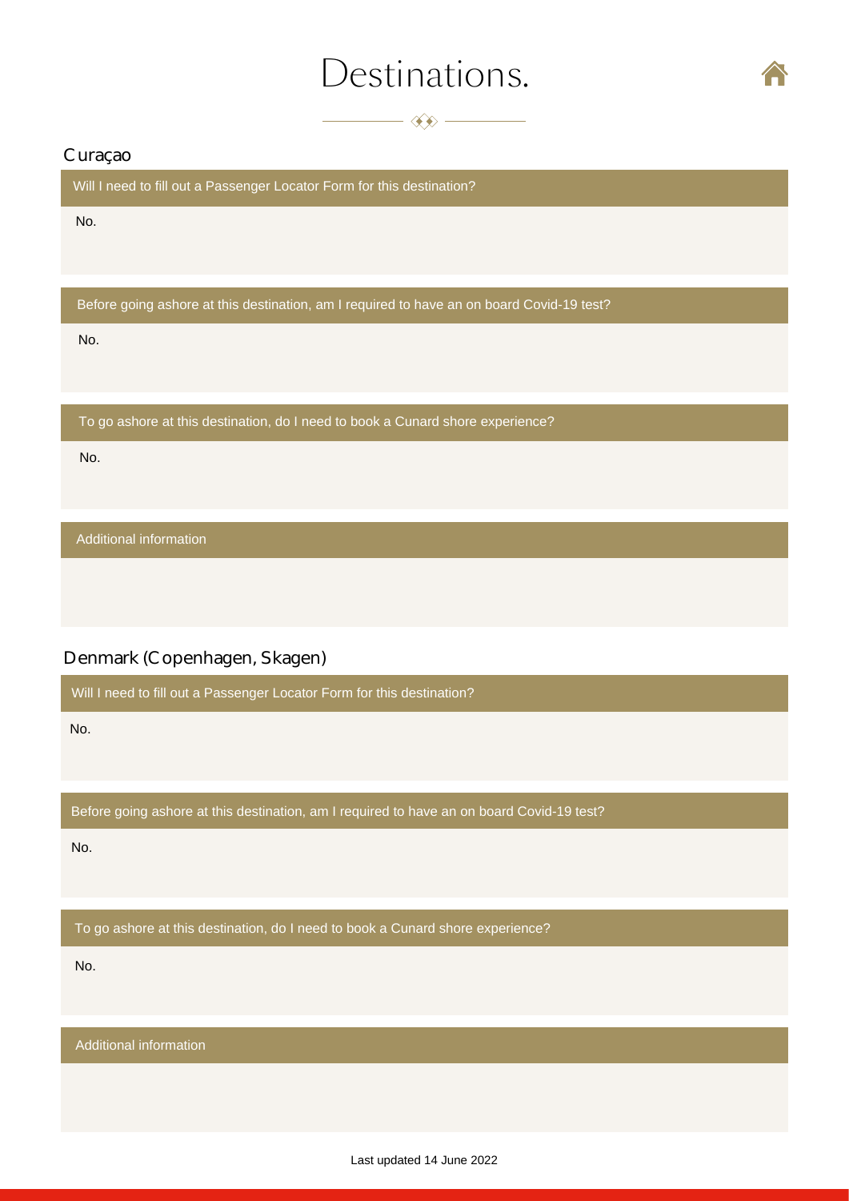# Destinations.

## Curaçao

**Will I need to fill out a Passenger Locator Form for this destination?**

No.

**Before going ashore at this destination, am I required to have an on board Covid-19 test?**

No.

**To go ashore at this destination, do I need to book a Cunard shore experience?**

No.

**Additional information**

## Denmark (Copenhagen, Skagen)

**Will I need to fill out a Passenger Locator Form for this destination?**

No.

**Before going ashore at this destination, am I required to have an on board Covid-19 test?**

No.

**To go ashore at this destination, do I need to book a Cunard shore experience?**

No.

**Additional information**

Last updated 14 June 2022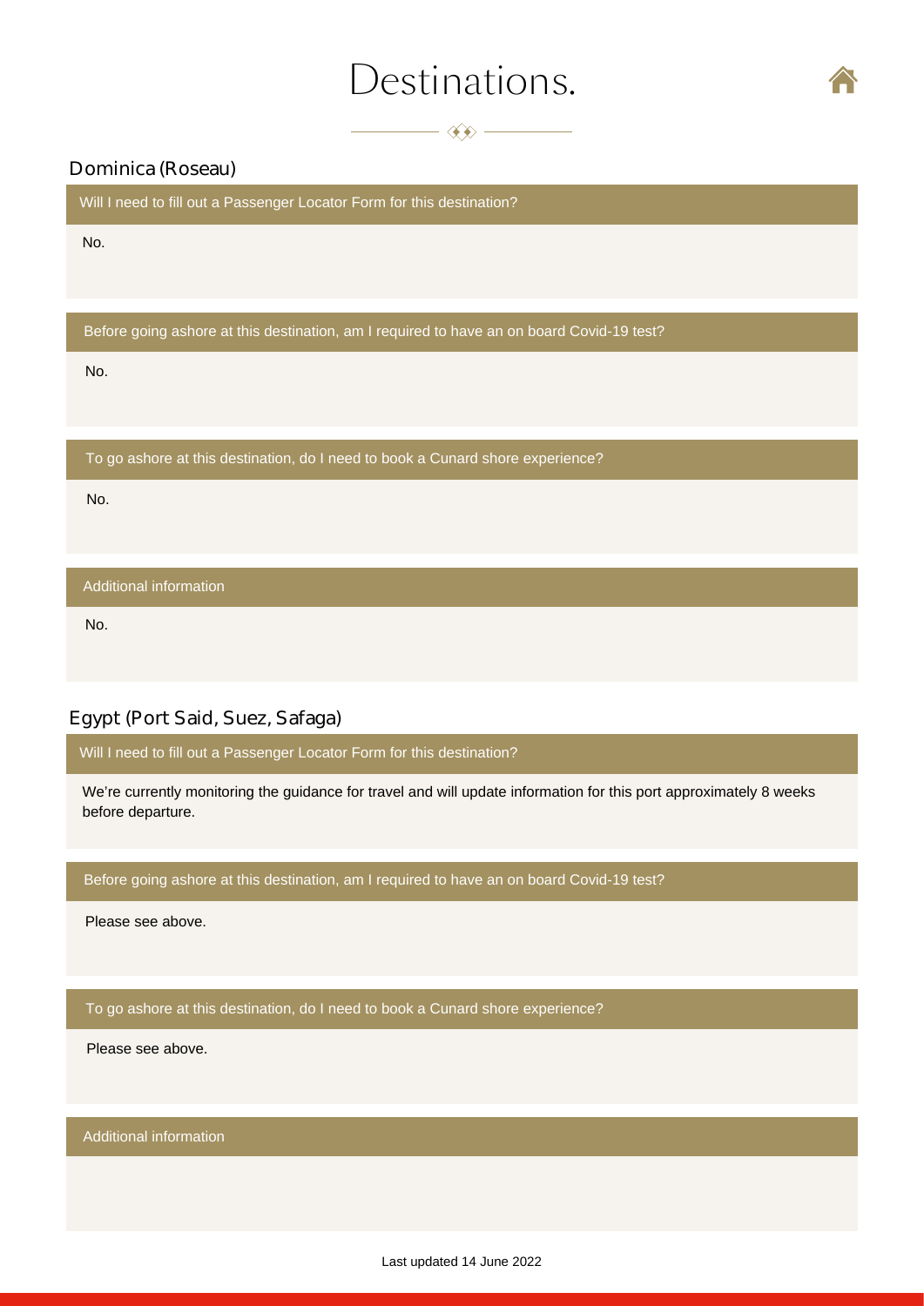# Destinations.

## Dominica (Roseau)

**Will I need to fill out a Passenger Locator Form for this destination?**

No.

**Before going ashore at this destination, am I required to have an on board Covid-19 test?**

No.

**To go ashore at this destination, do I need to book a Cunard shore experience?**

No.

**Additional information**

No.

## Egypt (Port Said, Suez, Safaga)

**Will I need to fill out a Passenger Locator Form for this destination?**

We're currently monitoring the guidance for travel and will update information for this port approximately 8 weeks before departure.

**Before going ashore at this destination, am I required to have an on board Covid-19 test?**

Please see above.

**To go ashore at this destination, do I need to book a Cunard shore experience?**

Please see above.

**Additional information**

Last updated 14 June 2022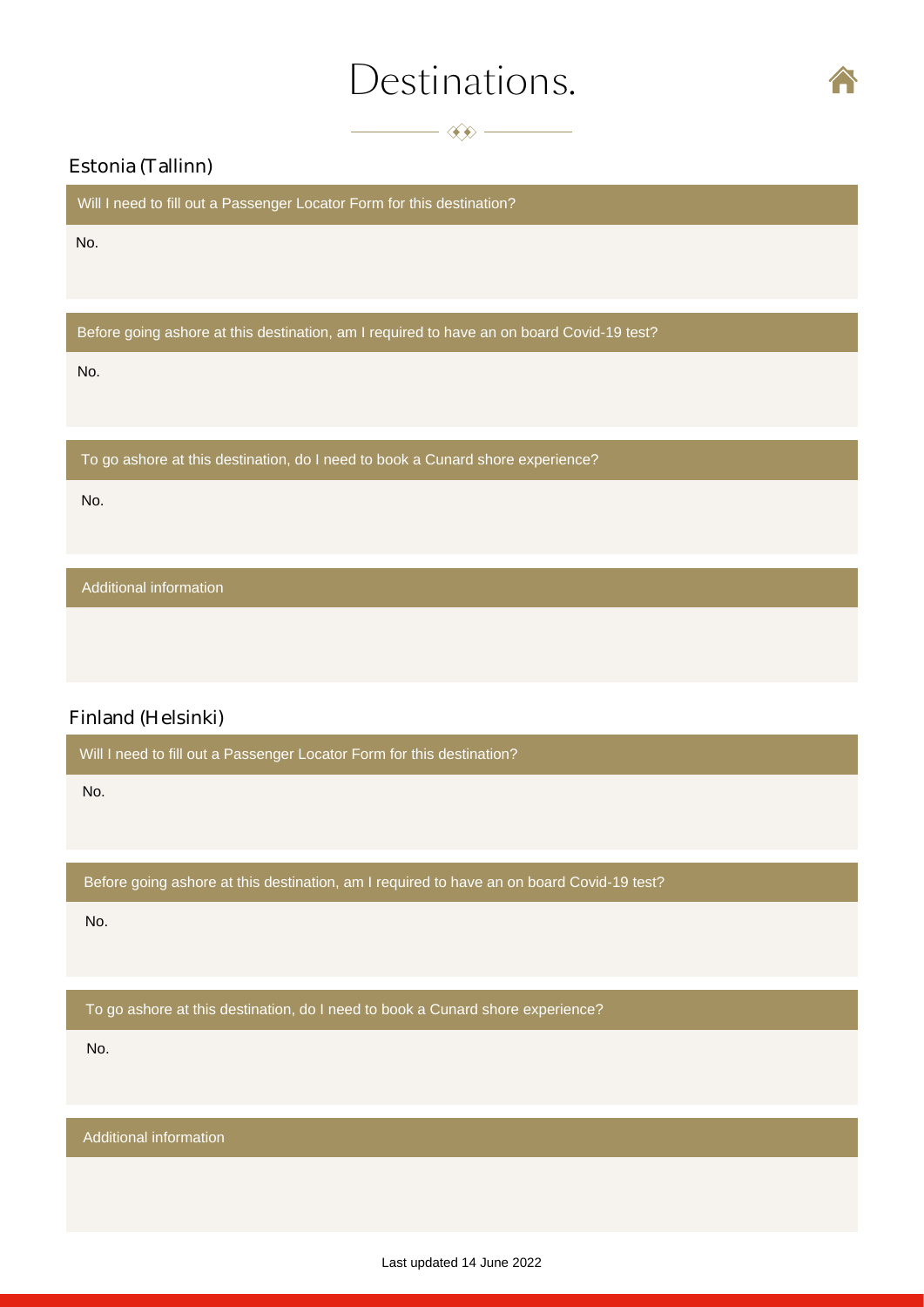# Destinations.

## Estonia (Tallinn)

**Will I need to fill out a Passenger Locator Form for this destination?**

No.

**Before going ashore at this destination, am I required to have an on board Covid-19 test?**

No.

**To go ashore at this destination, do I need to book a Cunard shore experience?**

No.

**Additional information**

## Finland (Helsinki)

**Will I need to fill out a Passenger Locator Form for this destination?**

No.

**Before going ashore at this destination, am I required to have an on board Covid-19 test?**

No.

**To go ashore at this destination, do I need to book a Cunard shore experience?**

No.

**Additional information**

Last updated 14 June 2022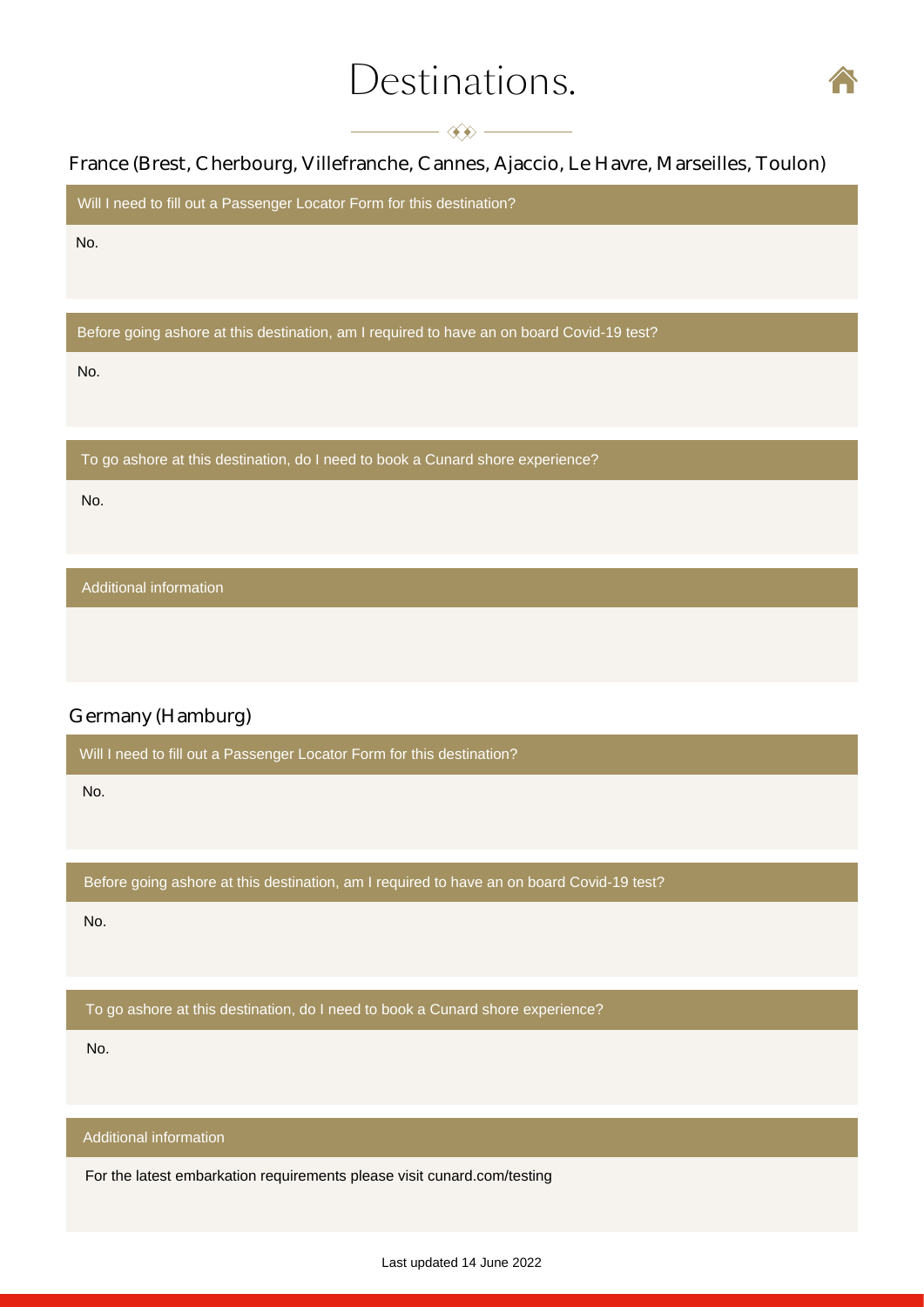# Destinations.

## France (Brest, Cherbourg, Villefranche, Cannes, Ajaccio, Le Havre, Marseilles, Toulon)

**Will I need to fill out a Passenger Locator Form for this destination?**

No.

**Before going ashore at this destination, am I required to have an on board Covid-19 test?**

No.

**To go ashore at this destination, do I need to book a Cunard shore experience?**

No.

**Additional information**

## Germany (Hamburg)

**Will I need to fill out a Passenger Locator Form for this destination?**

No.

**Before going ashore at this destination, am I required to have an on board Covid-19 test?**

No.

**To go ashore at this destination, do I need to book a Cunard shore experience?**

No.

**Additional information**

For the latest embarkation requirements please visit cunard.com/testing

Last updated 14 June 2022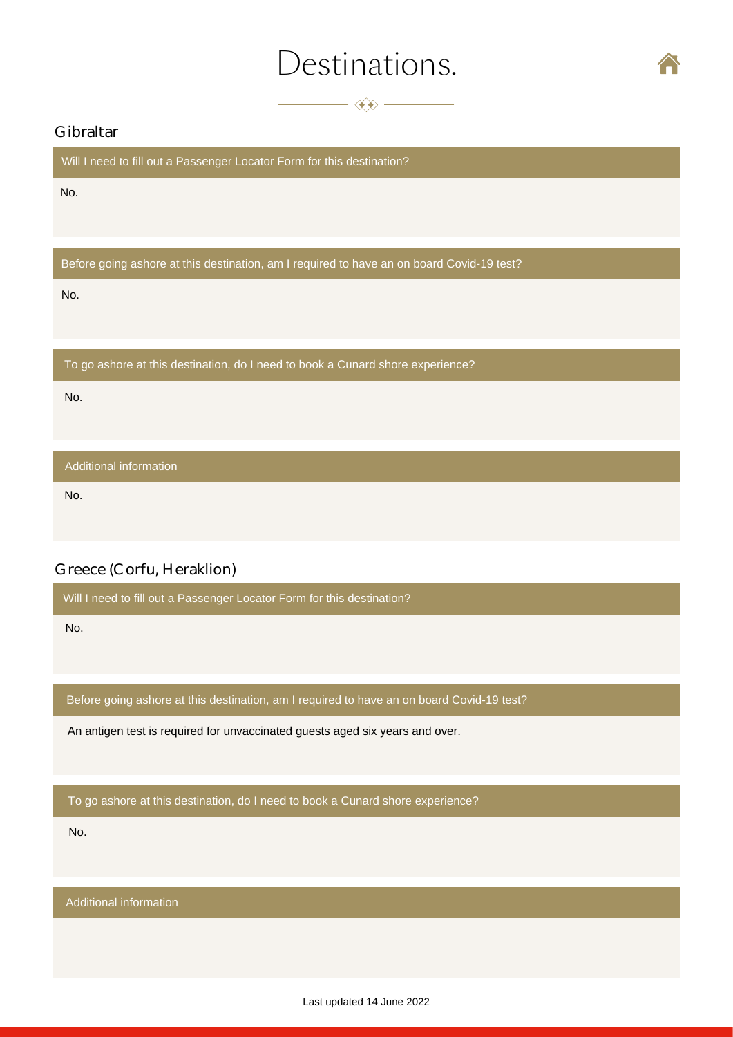# Destinations.

## Gibraltar

### Will I need to fill out a Passenger Locator Form for this destination?

No.

### Before going ashore at this destination, am I required to have an on board Covid-19 test?

No.

### To go ashore at this destination, do I need to book a Cunard shore experience?

No.

### Additional information

No.

## Greece (Corfu, Heraklion)

### Will I need to fill out a Passenger Locator Form for this destination?

No.

### Before going ashore at this destination, am I required to have an on board Covid-19 test?

An antigen test is required for unvaccinated guests aged six years and over.

### To go ashore at this destination, do I need to book a Cunard shore experience?

No.

### Additional information

Last updated 14 June 2022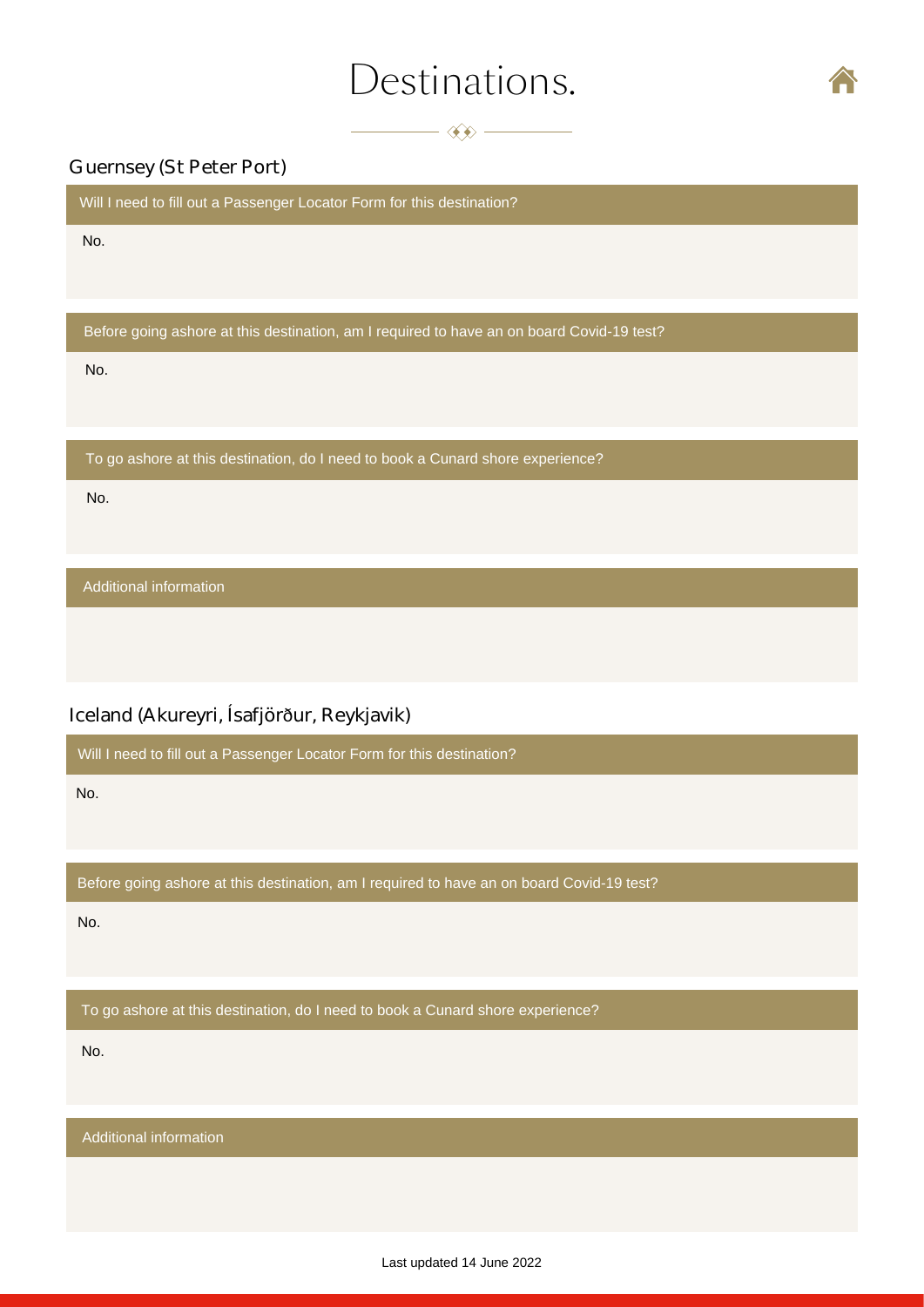# Destinations.

## Guernsey (St Peter Port)

**Will I need to fill out a Passenger Locator Form for this destination?**

No.

**Before going ashore at this destination, am I required to have an on board Covid-19 test?**

No.

**To go ashore at this destination, do I need to book a Cunard shore experience?**

No.

**Additional information**

## Iceland (Akureyri, Ísafjörður, Reykjavik)

**Will I need to fill out a Passenger Locator Form for this destination?**

No.

**Before going ashore at this destination, am I required to have an on board Covid-19 test?**

No.

**To go ashore at this destination, do I need to book a Cunard shore experience?**

No.

**Additional information**

Last updated 14 June 2022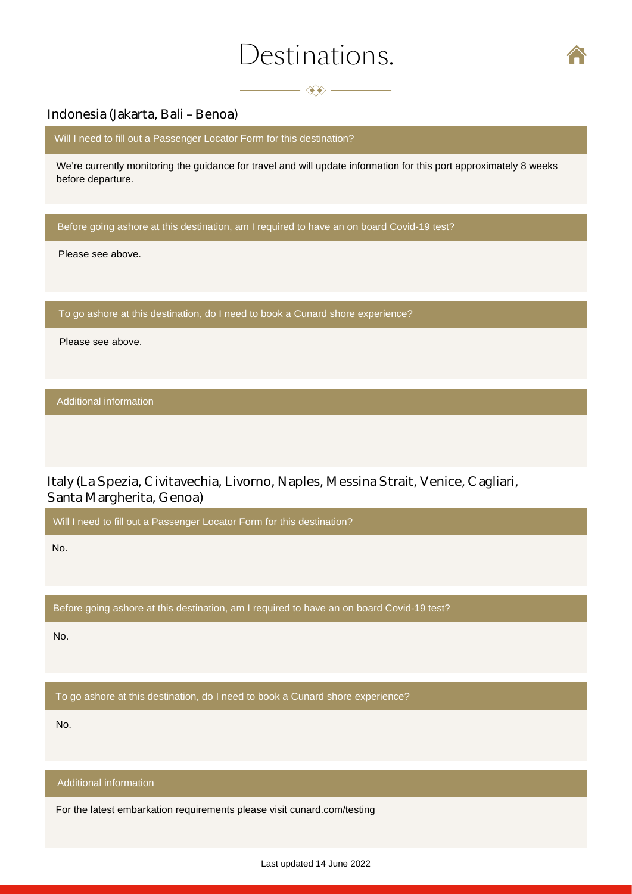# Destinations.

## Indonesia (Jakarta, Bali – Benoa)

### Will I need to fill out a Passenger Locator Form for this destination?

We're currently monitoring the guidance for travel and will update information for this port approximately 8 weeks before departure.

### Before going ashore at this destination, am I required to have an on board Covid-19 test?

Please see above.

### To go ashore at this destination, do I need to book a Cunard shore experience?

Please see above.

### Additional information

## Italy (La Spezia, Civitavechia, Livorno, Naples, Messina Strait, Venice, Cagliari, Santa Margherita, Genoa)

### Will I need to fill out a Passenger Locator Form for this destination?

No.

### Before going ashore at this destination, am I required to have an on board Covid-19 test?

No.

### To go ashore at this destination, do I need to book a Cunard shore experience?

No.

### Additional information

For the latest embarkation requirements please visit cunard.com/testing

Last updated 14 June 2022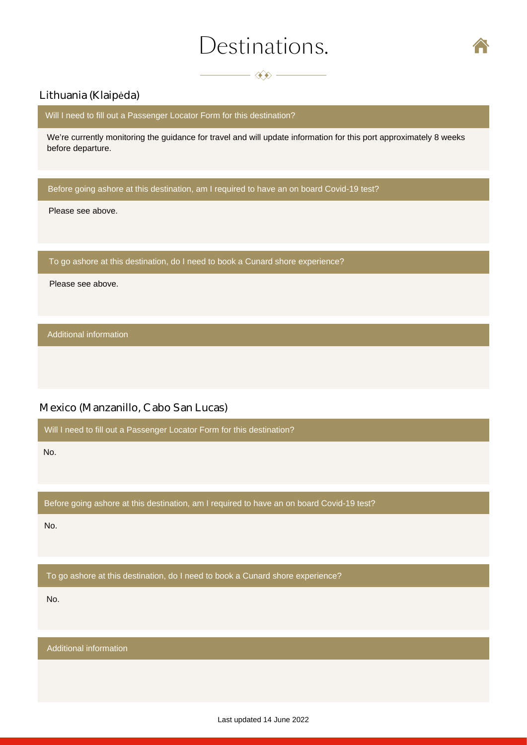# Destinations.

## Lithuania (Klaipėda)

**Will I need to fill out a Passenger Locator Form for this destination?**

We're currently monitoring the guidance for travel and will update information for this port approximately 8 weeks before departure.

**Before going ashore at this destination, am I required to have an on board Covid-19 test?**

Please see above.

**To go ashore at this destination, do I need to book a Cunard shore experience?**

Please see above.

**Additional information**

## Mexico (Manzanillo, Cabo San Lucas)

**Will I need to fill out a Passenger Locator Form for this destination?**

No.

**Before going ashore at this destination, am I required to have an on board Covid-19 test?**

No.

**To go ashore at this destination, do I need to book a Cunard shore experience?**

No.

**Additional information**

Last updated 14 June 2022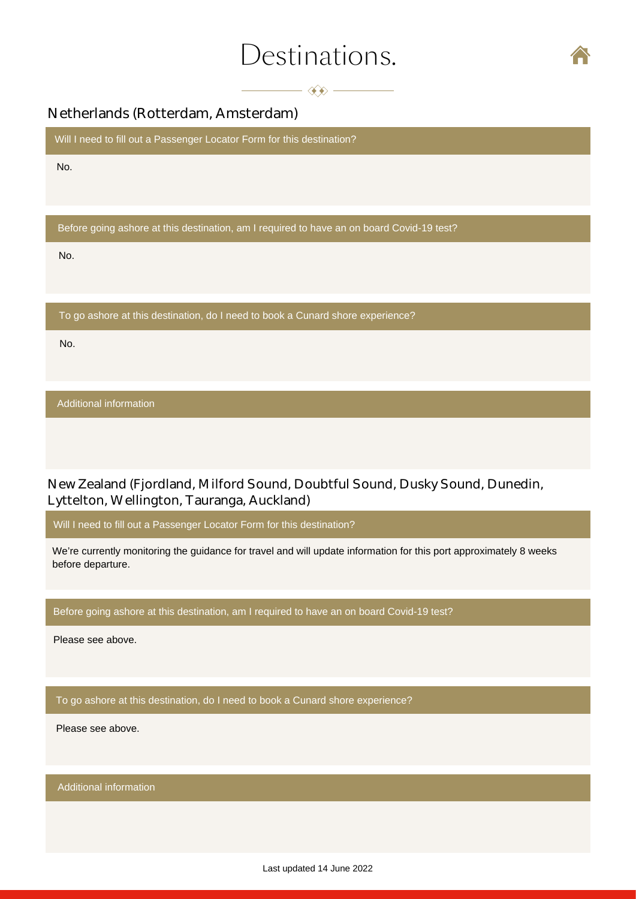# Destinations.

## Netherlands (Rotterdam, Amsterdam)

**Will I need to fill out a Passenger Locator Form for this destination?**

No.

**Before going ashore at this destination, am I required to have an on board Covid-19 test?**

No.

**To go ashore at this destination, do I need to book a Cunard shore experience?**

No.

**Additional information**

## New Zealand (Fjordland, Milford Sound, Doubtful Sound, Dusky Sound, Dunedin, Lyttelton, Wellington, Tauranga, Auckland)

**Will I need to fill out a Passenger Locator Form for this destination?**

We're currently monitoring the guidance for travel and will update information for this port approximately 8 weeks before departure.

**Before going ashore at this destination, am I required to have an on board Covid-19 test?**

Please see above.

**To go ashore at this destination, do I need to book a Cunard shore experience?**

Please see above.

**Additional information**

Last updated 14 June 2022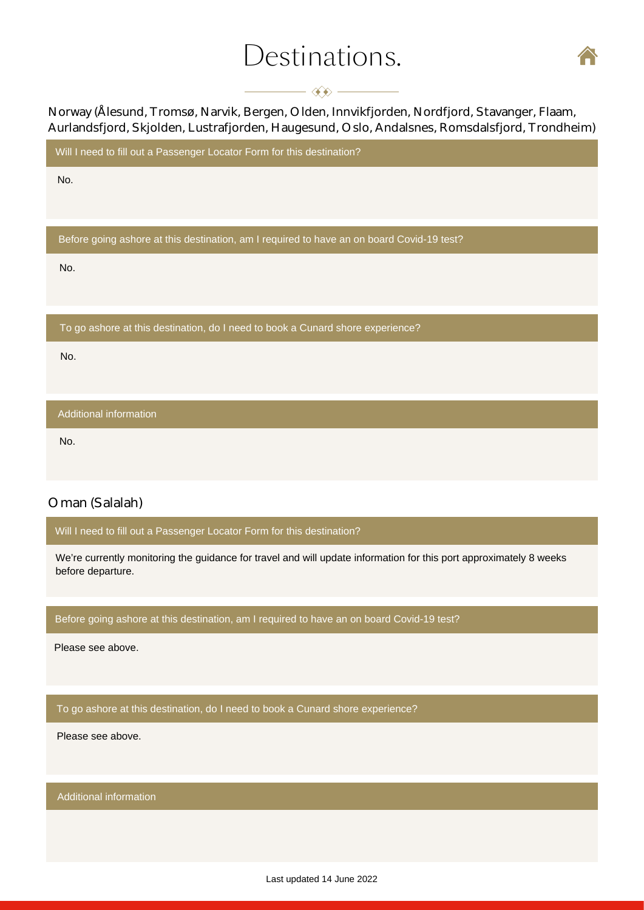# Destinations.

## Norway (Ålesund, Tromsø, Narvik, Bergen, Olden, Innvikfjorden, Nordfjord, Stavanger, Flaam, Aurlandsfjord, Skjolden, Lustrafjorden, Haugesund, Oslo, Andalsnes, Romsdalsfjord, Trondheim)

**Will I need to fill out a Passenger Locator Form for this destination?**

No.

**Before going ashore at this destination, am I required to have an on board Covid-19 test?**

No.

**To go ashore at this destination, do I need to book a Cunard shore experience?**

No.

**Additional information**

No.

## Oman (Salalah)

**Will I need to fill out a Passenger Locator Form for this destination?**

We're currently monitoring the guidance for travel and will update information for this port approximately 8 weeks before departure.

**Before going ashore at this destination, am I required to have an on board Covid-19 test?**

Please see above.

**To go ashore at this destination, do I need to book a Cunard shore experience?**

Please see above.

**Additional information**

Last updated 14 June 2022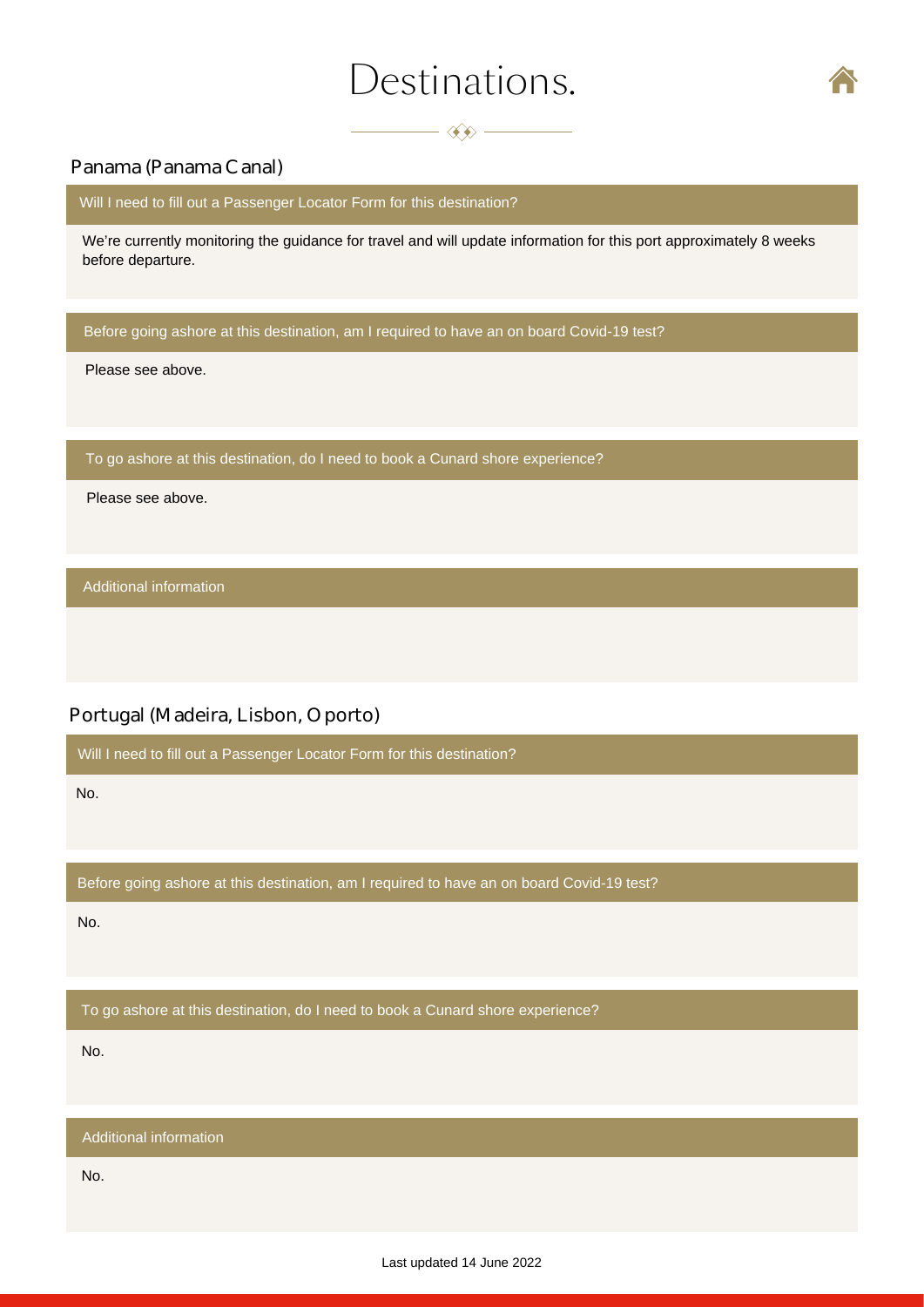# Destinations.

## Panama (Panama Canal)

### Will I need to fill out a Passenger Locator Form for this destination?

We're currently monitoring the guidance for travel and will update information for this port approximately 8 weeks before departure.

### Before going ashore at this destination, am I required to have an on board Covid-19 test?

Please see above.

### To go ashore at this destination, do I need to book a Cunard shore experience?

Please see above.

### Additional information

## Portugal (Madeira, Lisbon, Oporto)

### Will I need to fill out a Passenger Locator Form for this destination?

No.

### Before going ashore at this destination, am I required to have an on board Covid-19 test?

No.

### To go ashore at this destination, do I need to book a Cunard shore experience?

No.

### Additional information

No.

Last updated 14 June 2022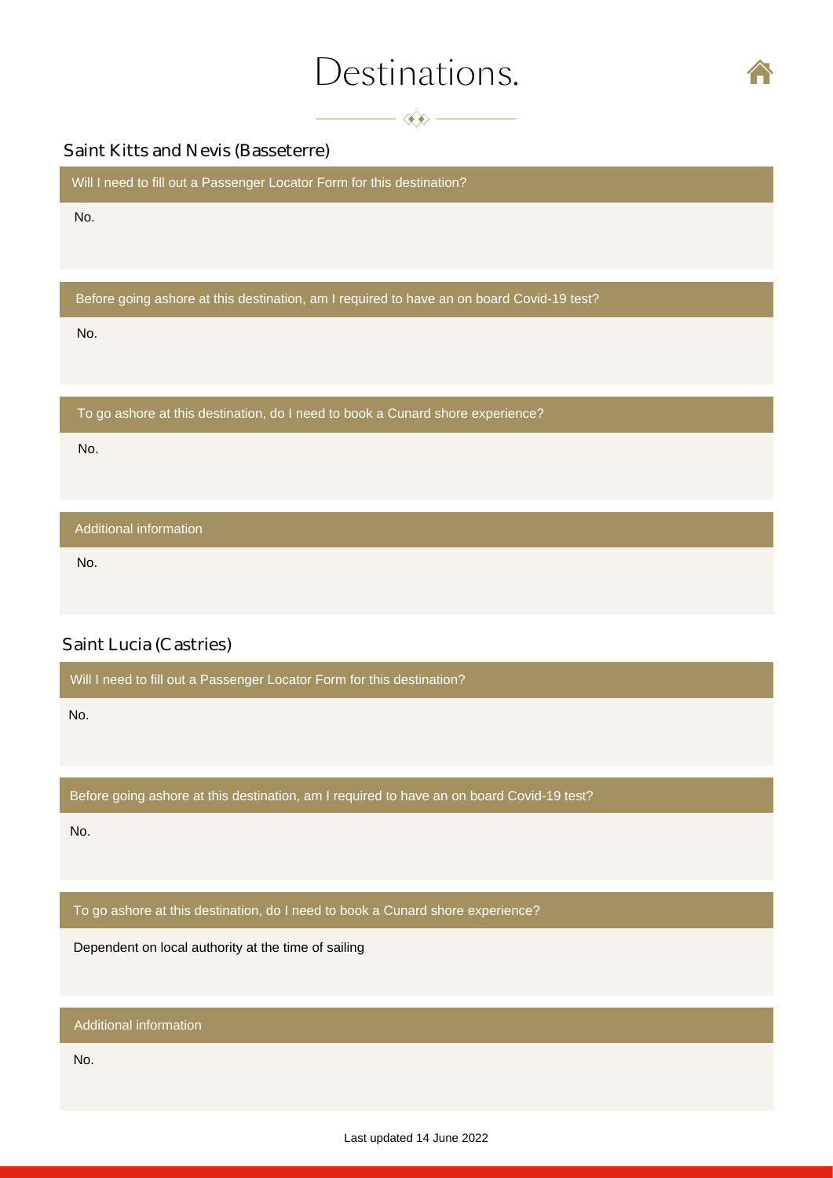# Destinations.

## Saint Kitts and Nevis (Basseterre)

**Will I need to fill out a Passenger Locator Form for this destination?**

No.

**Before going ashore at this destination, am I required to have an on board Covid-19 test?**

No.

**To go ashore at this destination, do I need to book a Cunard shore experience?**

No.

**Additional information**

No.

## Saint Lucia (Castries)

**Will I need to fill out a Passenger Locator Form for this destination?**

No.

**Before going ashore at this destination, am I required to have an on board Covid-19 test?**

No.

**To go ashore at this destination, do I need to book a Cunard shore experience?**

Dependent on local authority at the time of sailing

**Additional information**

No.

Last updated 14 June 2022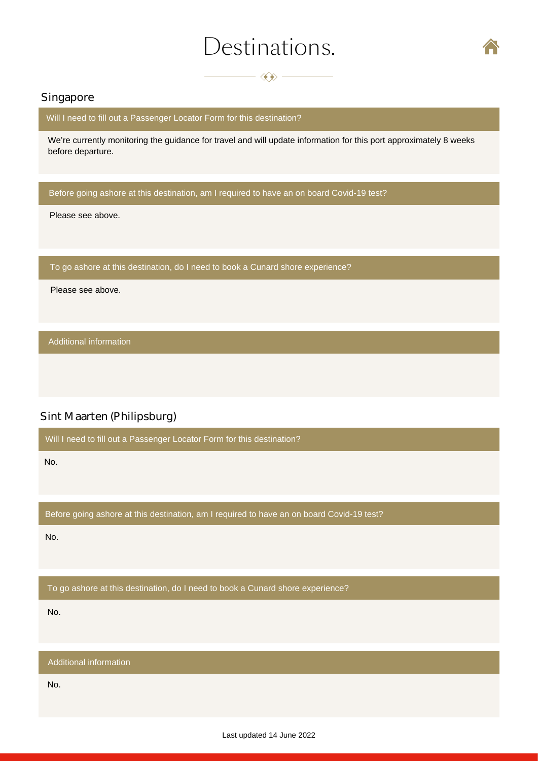# Destinations.

## Singapore

### Will I need to fill out a Passenger Locator Form for this destination?

We're currently monitoring the guidance for travel and will update information for this port approximately 8 weeks before departure.

### Before going ashore at this destination, am I required to have an on board Covid-19 test?

Please see above.

### To go ashore at this destination, do I need to book a Cunard shore experience?

Please see above.

### Additional information

## Sint Maarten (Philipsburg)

### Will I need to fill out a Passenger Locator Form for this destination?

No.

### Before going ashore at this destination, am I required to have an on board Covid-19 test?

No.

### To go ashore at this destination, do I need to book a Cunard shore experience?

No.

### Additional information

No.

Last updated 14 June 2022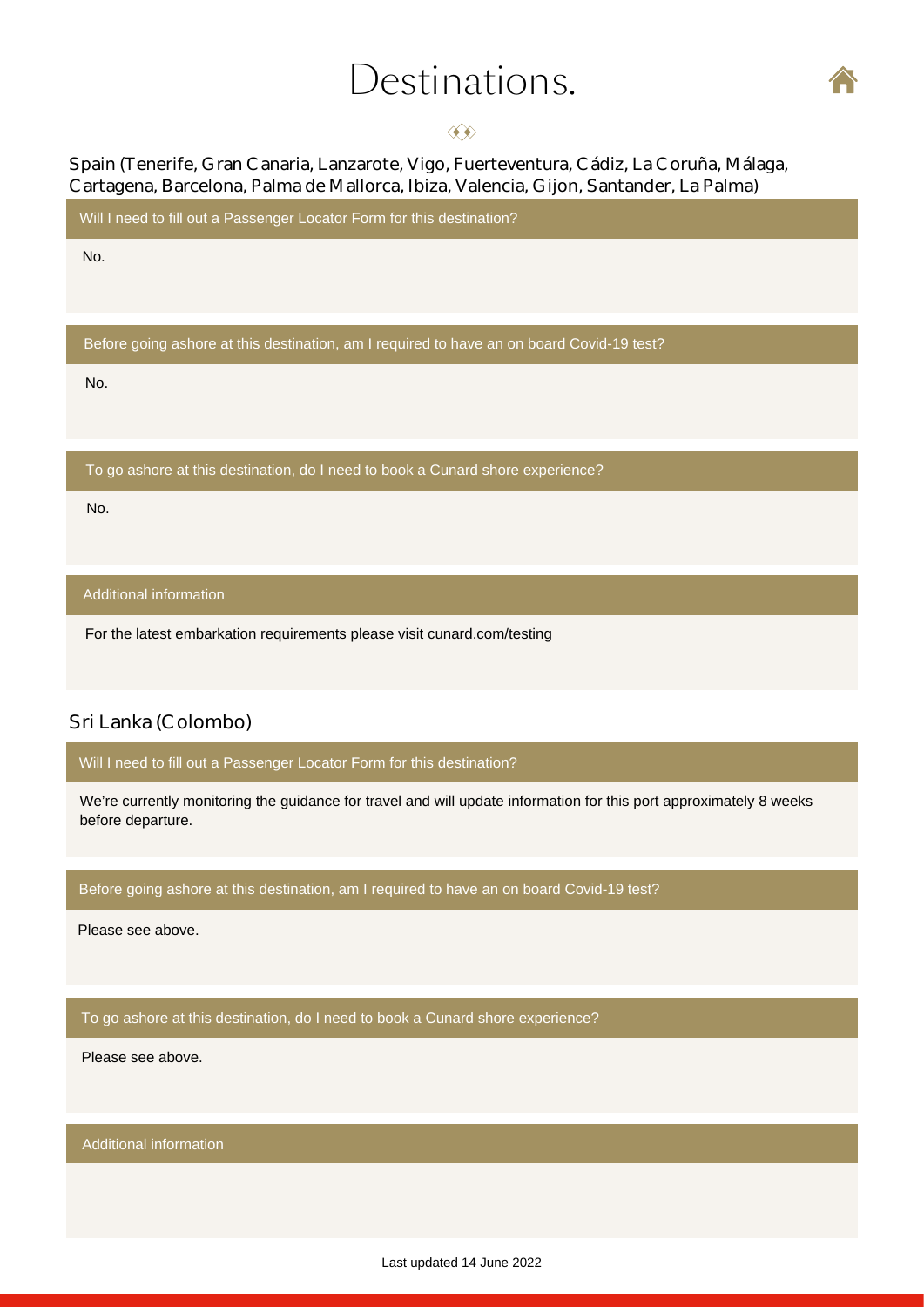# Destinations.

## Spain (Tenerife, Gran Canaria, Lanzarote, Vigo, Fuerteventura, Cádiz, La Coruña, Málaga, Cartagena, Barcelona, Palma de Mallorca, Ibiza, Valencia, Gijon, Santander, La Palma)

**Will I need to fill out a Passenger Locator Form for this destination?**

No.

**Before going ashore at this destination, am I required to have an on board Covid-19 test?**

No.

**To go ashore at this destination, do I need to book a Cunard shore experience?**

No.

**Additional information**

For the latest embarkation requirements please visit cunard.com/testing

## Sri Lanka (Colombo)

**Will I need to fill out a Passenger Locator Form for this destination?**

We're currently monitoring the guidance for travel and will update information for this port approximately 8 weeks before departure.

**Before going ashore at this destination, am I required to have an on board Covid-19 test?**

Please see above.

**To go ashore at this destination, do I need to book a Cunard shore experience?**

Please see above.

**Additional information**

Last updated 14 June 2022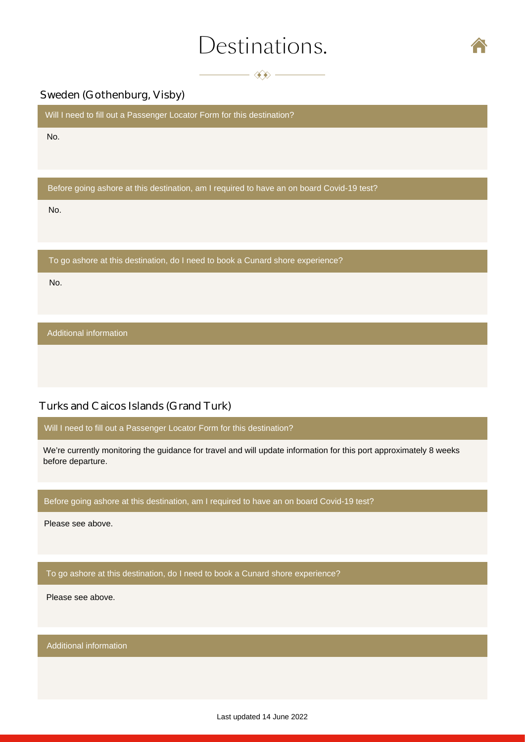# Destinations.

## Sweden (Gothenburg, Visby)

**Will I need to fill out a Passenger Locator Form for this destination?**

No.

**Before going ashore at this destination, am I required to have an on board Covid-19 test?**

No.

**To go ashore at this destination, do I need to book a Cunard shore experience?**

No.

**Additional information**

## Turks and Caicos Islands (Grand Turk)

**Will I need to fill out a Passenger Locator Form for this destination?**

We're currently monitoring the guidance for travel and will update information for this port approximately 8 weeks before departure.

**Before going ashore at this destination, am I required to have an on board Covid-19 test?**

Please see above.

**To go ashore at this destination, do I need to book a Cunard shore experience?**

Please see above.

**Additional information**

Last updated 14 June 2022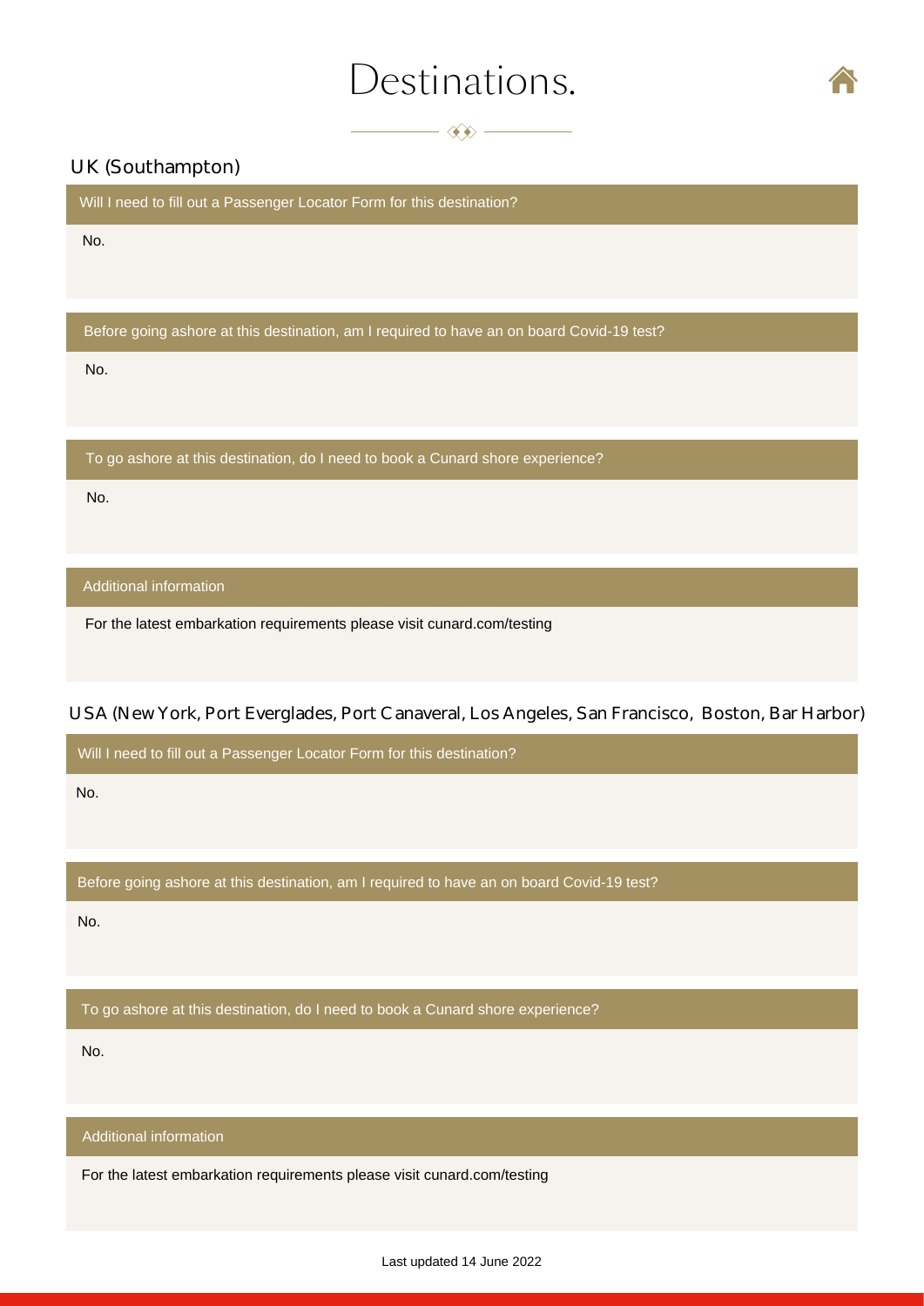# Destinations.

## UK (Southampton)

**Will I need to fill out a Passenger Locator Form for this destination?**

No.

**Before going ashore at this destination, am I required to have an on board Covid-19 test?**

No.

**To go ashore at this destination, do I need to book a Cunard shore experience?**

No.

**Additional information**

For the latest embarkation requirements please visit cunard.com/testing

## USA (New York, Port Everglades, Port Canaveral, Los Angeles, San Francisco, Boston, Bar Harbor)

**Will I need to fill out a Passenger Locator Form for this destination?**

No.

**Before going ashore at this destination, am I required to have an on board Covid-19 test?**

No.

**To go ashore at this destination, do I need to book a Cunard shore experience?**

No.

**Additional information**

For the latest embarkation requirements please visit cunard.com/testing

Last updated 14 June 2022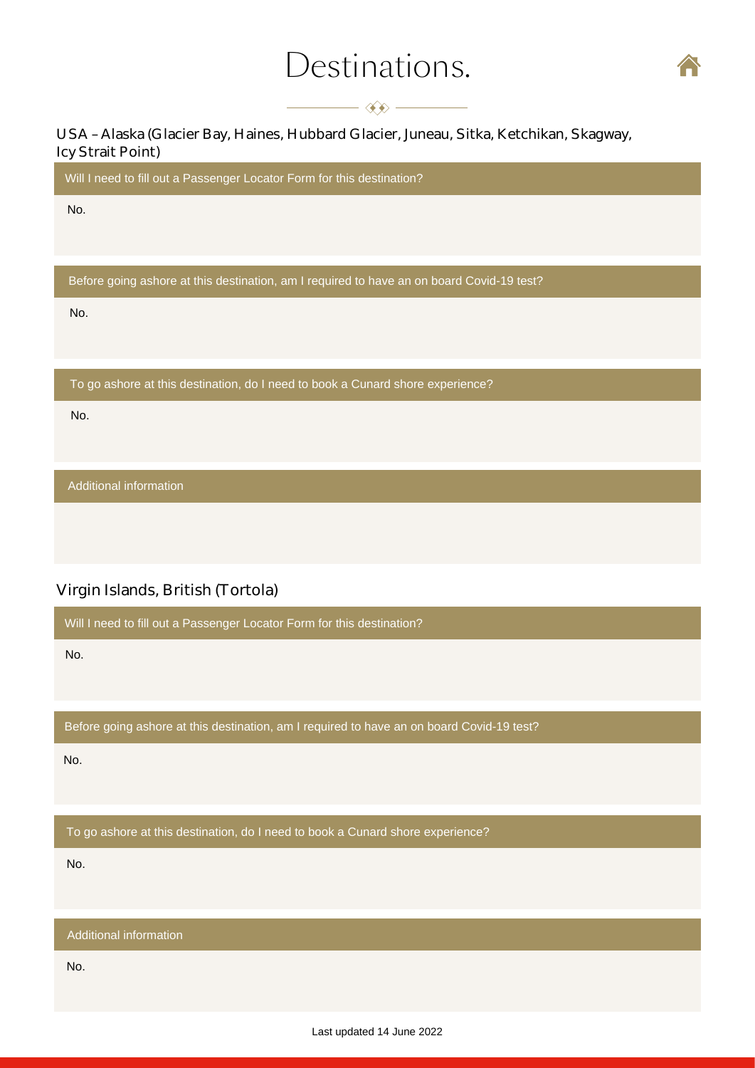# Destinations.

## USA – Alaska (Glacier Bay, Haines, Hubbard Glacier, Juneau, Sitka, Ketchikan, Skagway, Icy Strait Point)

**Will I need to fill out a Passenger Locator Form for this destination?**

No.

**Before going ashore at this destination, am I required to have an on board Covid-19 test?**

No.

**To go ashore at this destination, do I need to book a Cunard shore experience?**

No.

**Additional information**

## Virgin Islands, British (Tortola)

**Will I need to fill out a Passenger Locator Form for this destination?**

No.

**Before going ashore at this destination, am I required to have an on board Covid-19 test?**

No.

**To go ashore at this destination, do I need to book a Cunard shore experience?**

No.

**Additional information**

No.

Last updated 14 June 2022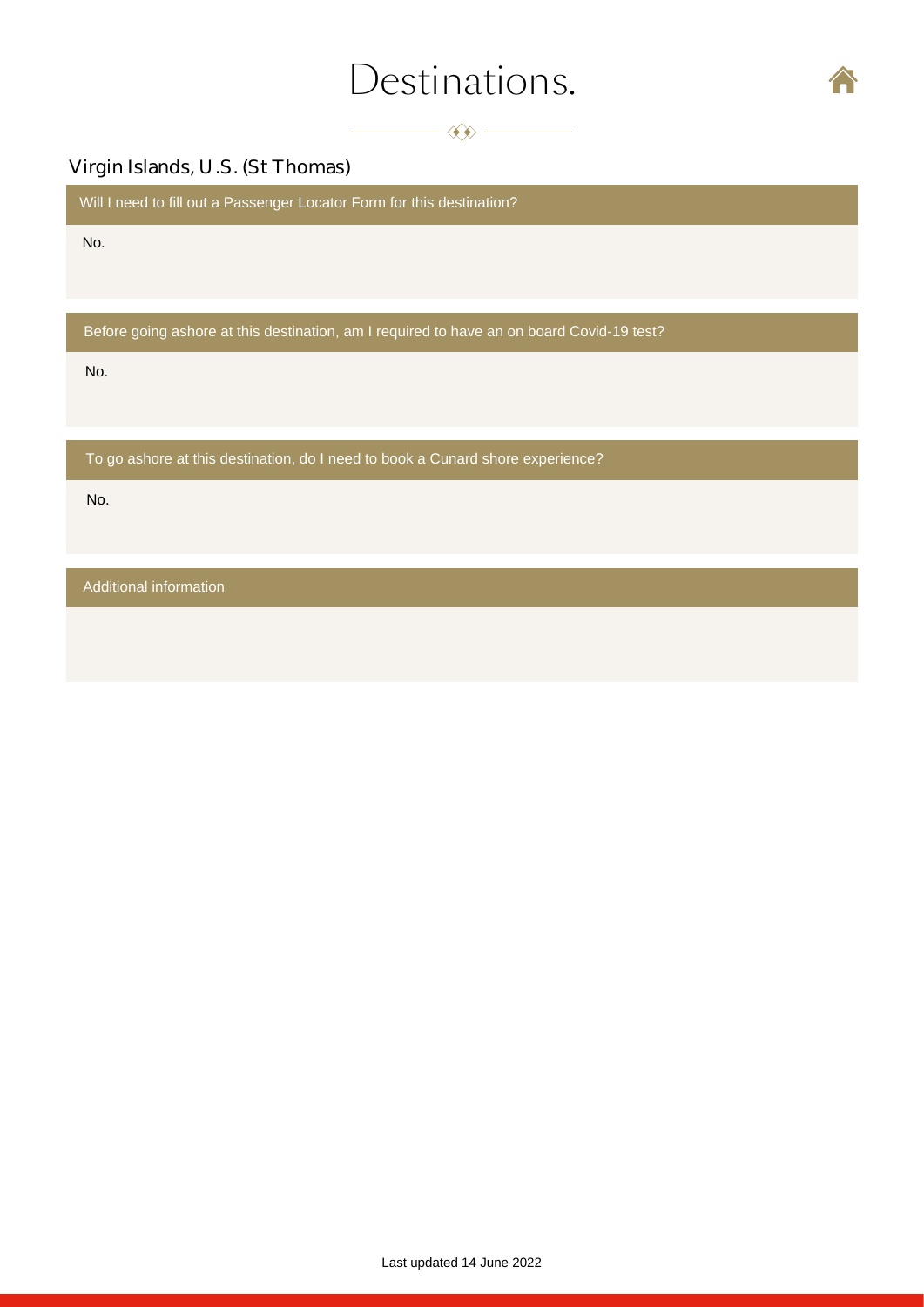# Destinations.

## Virgin Islands, U.S. (St Thomas)

**Will I need to fill out a Passenger Locator Form for this destination?**

No.

**Before going ashore at this destination, am I required to have an on board Covid-19 test?**

No.

**To go ashore at this destination, do I need to book a Cunard shore experience?**

No.

**Additional information**

Last updated 14 June 2022